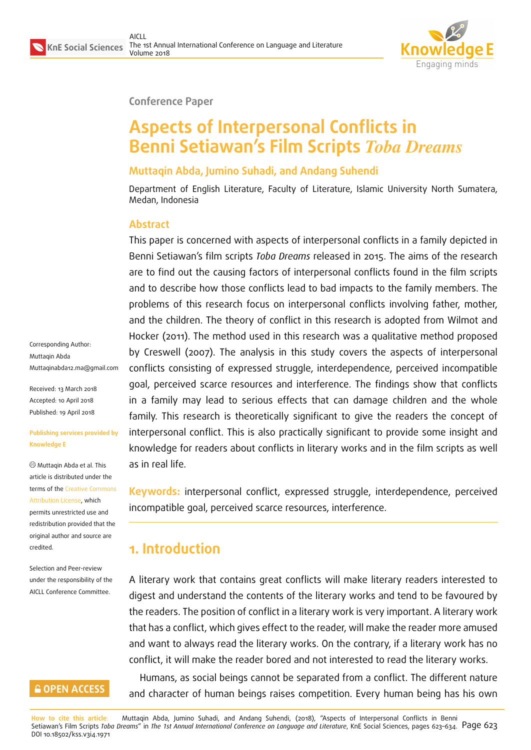Conference Paper

# Aspects of Interpersonal Conflicts in Benni Setiawan's Film Scripts *Toba Dreams*

**Muttaqin Abda, Jumino Suhadi, and Andang Suhendi**

Department of English Literature, Faculty of Literature, Islamic University North Sumatera, Medan, Indonesia

Corresponding Author: Muttaqin Abda Muttaqinabda12.ma@gmail.com

Received: 13 March 2018
Accepted: 10 April 2018
Published: 19 April 2018

**Publishing services provided by Knowledge E**

Muttaqin Abda et al. This article is distributed under the terms of the Creative Commons Attribution License, which permits unrestricted use and redistribution provided that the original author and source are credited.

Selection and Peer-review under the responsibility of the AICLL Conference Committee.

## Abstract

This paper is concerned with aspects of interpersonal conflicts in a family depicted in Benni Setiawan's film scripts *Toba Dreams* released in 2015. The aims of the research are to find out the causing factors of interpersonal conflicts found in the film scripts and to describe how those conflicts lead to bad impacts to the family members. The problems of this research focus on interpersonal conflicts involving father, mother, and the children. The theory of conflict in this research is adopted from Wilmot and Hocker (2011). The method used in this research was a qualitative method proposed by Creswell (2007). The analysis in this study covers the aspects of interpersonal conflicts consisting of expressed struggle, interdependence, perceived incompatible goal, perceived scarce resources and interference. The findings show that conflicts in a family may lead to serious effects that can damage children and the whole family. This research is theoretically significant to give the readers the concept of interpersonal conflict. This is also practically significant to provide some insight and knowledge for readers about conflicts in literary works and in the film scripts as well as in real life.

**Keywords:** interpersonal conflict, expressed struggle, interdependence, perceived incompatible goal, perceived scarce resources, interference.

## 1. Introduction

A literary work that contains great conflicts will make literary readers interested to digest and understand the contents of the literary works and tend to be favoured by the readers. The position of conflict in a literary work is very important. A literary work that has a conflict, which gives effect to the reader, will make the reader more amused and want to always read the literary works. On the contrary, if a literary work has no conflict, it will make the reader bored and not interested to read the literary works.

Humans, as social beings cannot be separated from a conflict. The different nature and character of human beings raises competition. Every human being has his own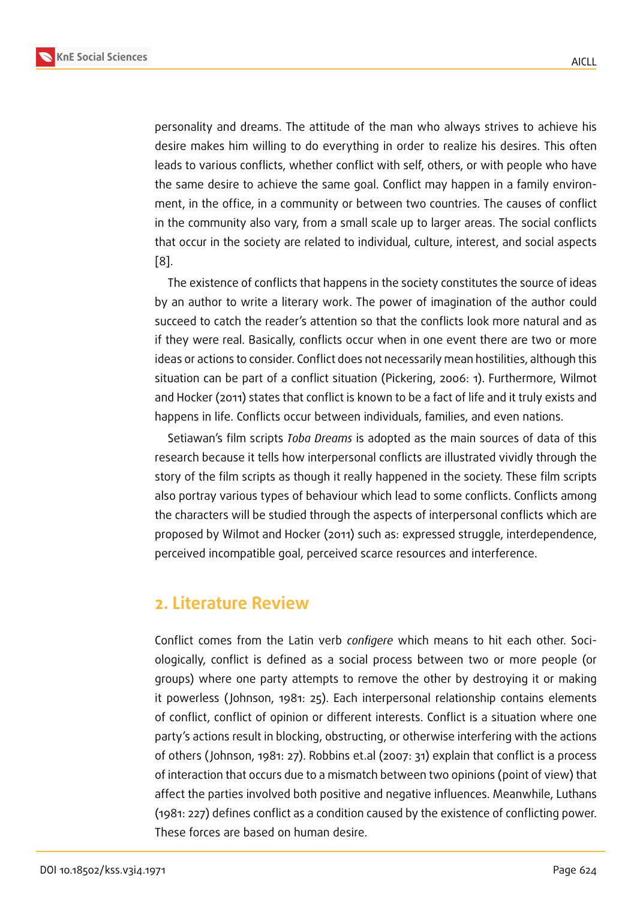personality and dreams. The attitude of the man who always strives to achieve his desire makes him willing to do everything in order to realize his desires. This often leads to various conflicts, whether conflict with self, others, or with people who have the same desire to achieve the same goal. Conflict may happen in a family environment, in the office, in a community or between two countries. The causes of conflict in the community also vary, from a small scale up to larger areas. The social conflicts that occur in the society are related to individual, culture, interest, and social aspects [8].

The existence of conflicts that happens in the society constitutes the source of ideas by an author to write a literary work. The power of imagination of the author could succeed to catch the reader's attention so that the conflicts look more natural and as if they were real. Basically, conflicts occur when in one event there are two or more ideas or actions to consider. Conflict does not necessarily mean hostilities, although this situation can be part of a conflict situation (Pickering, 2006: 1). Furthermore, Wilmot and Hocker (2011) states that conflict is known to be a fact of life and it truly exists and happens in life. Conflicts occur between individuals, families, and even nations.

Setiawan's film scripts *Toba Dreams* is adopted as the main sources of data of this research because it tells how interpersonal conflicts are illustrated vividly through the story of the film scripts as though it really happened in the society. These film scripts also portray various types of behaviour which lead to some conflicts. Conflicts among the characters will be studied through the aspects of interpersonal conflicts which are proposed by Wilmot and Hocker (2011) such as: expressed struggle, interdependence, perceived incompatible goal, perceived scarce resources and interference.

## 2. Literature Review

Conflict comes from the Latin verb *configere* which means to hit each other. Sociologically, conflict is defined as a social process between two or more people (or groups) where one party attempts to remove the other by destroying it or making it powerless (Johnson, 1981: 25). Each interpersonal relationship contains elements of conflict, conflict of opinion or different interests. Conflict is a situation where one party's actions result in blocking, obstructing, or otherwise interfering with the actions of others (Johnson, 1981: 27). Robbins et.al (2007: 31) explain that conflict is a process of interaction that occurs due to a mismatch between two opinions (point of view) that affect the parties involved both positive and negative influences. Meanwhile, Luthans (1981: 227) defines conflict as a condition caused by the existence of conflicting power. These forces are based on human desire.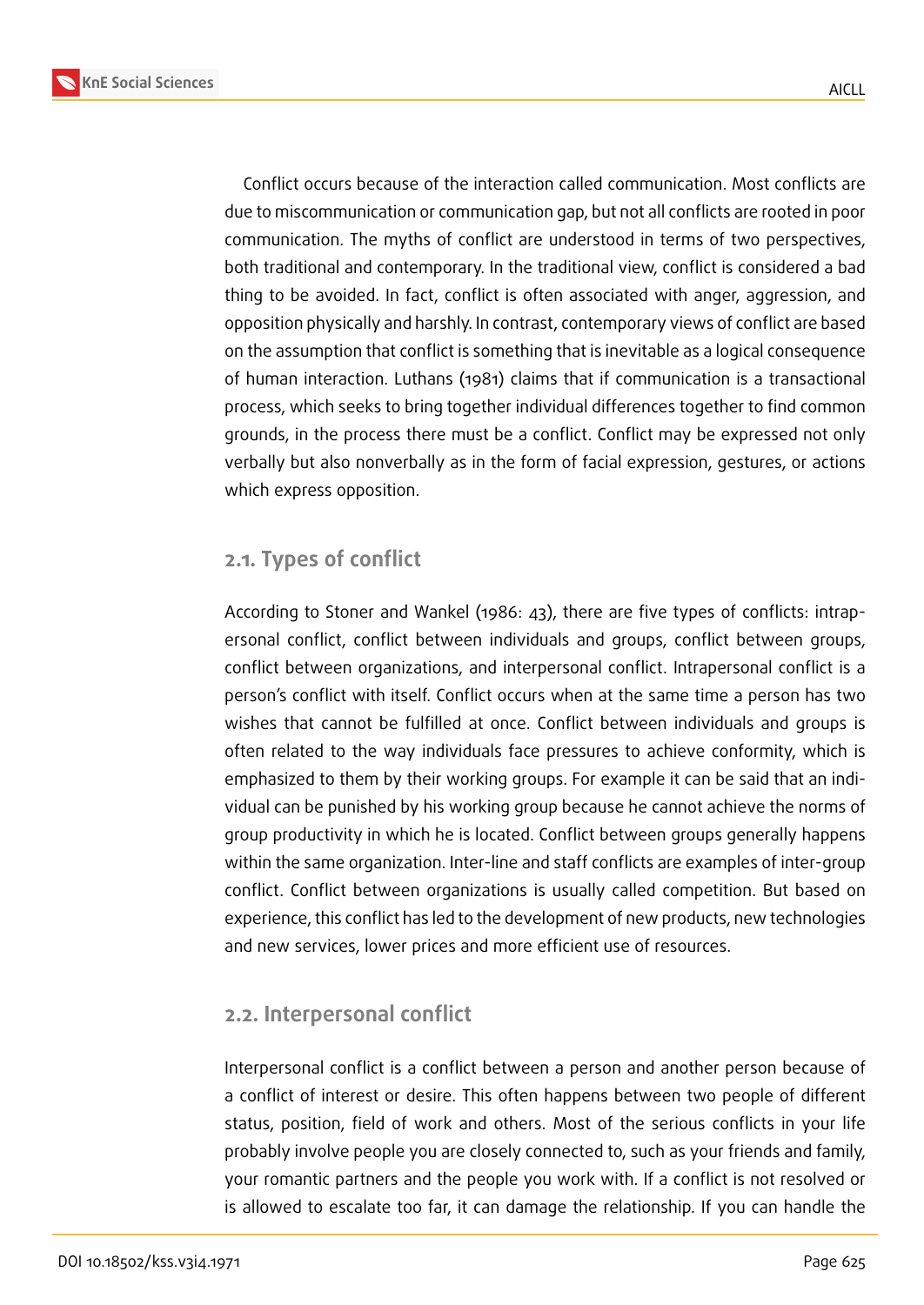Conflict occurs because of the interaction called communication. Most conflicts are due to miscommunication or communication gap, but not all conflicts are rooted in poor communication. The myths of conflict are understood in terms of two perspectives, both traditional and contemporary. In the traditional view, conflict is considered a bad thing to be avoided. In fact, conflict is often associated with anger, aggression, and opposition physically and harshly. In contrast, contemporary views of conflict are based on the assumption that conflict is something that is inevitable as a logical consequence of human interaction. Luthans (1981) claims that if communication is a transactional process, which seeks to bring together individual differences together to find common grounds, in the process there must be a conflict. Conflict may be expressed not only verbally but also nonverbally as in the form of facial expression, gestures, or actions which express opposition.

## 2.1. Types of conflict

According to Stoner and Wankel (1986: 43), there are five types of conflicts: intrapersonal conflict, conflict between individuals and groups, conflict between groups, conflict between organizations, and interpersonal conflict. Intrapersonal conflict is a person's conflict with itself. Conflict occurs when at the same time a person has two wishes that cannot be fulfilled at once. Conflict between individuals and groups is often related to the way individuals face pressures to achieve conformity, which is emphasized to them by their working groups. For example it can be said that an individual can be punished by his working group because he cannot achieve the norms of group productivity in which he is located. Conflict between groups generally happens within the same organization. Inter-line and staff conflicts are examples of inter-group conflict. Conflict between organizations is usually called competition. But based on experience, this conflict has led to the development of new products, new technologies and new services, lower prices and more efficient use of resources.

## 2.2. Interpersonal conflict

Interpersonal conflict is a conflict between a person and another person because of a conflict of interest or desire. This often happens between two people of different status, position, field of work and others. Most of the serious conflicts in your life probably involve people you are closely connected to, such as your friends and family, your romantic partners and the people you work with. If a conflict is not resolved or is allowed to escalate too far, it can damage the relationship. If you can handle the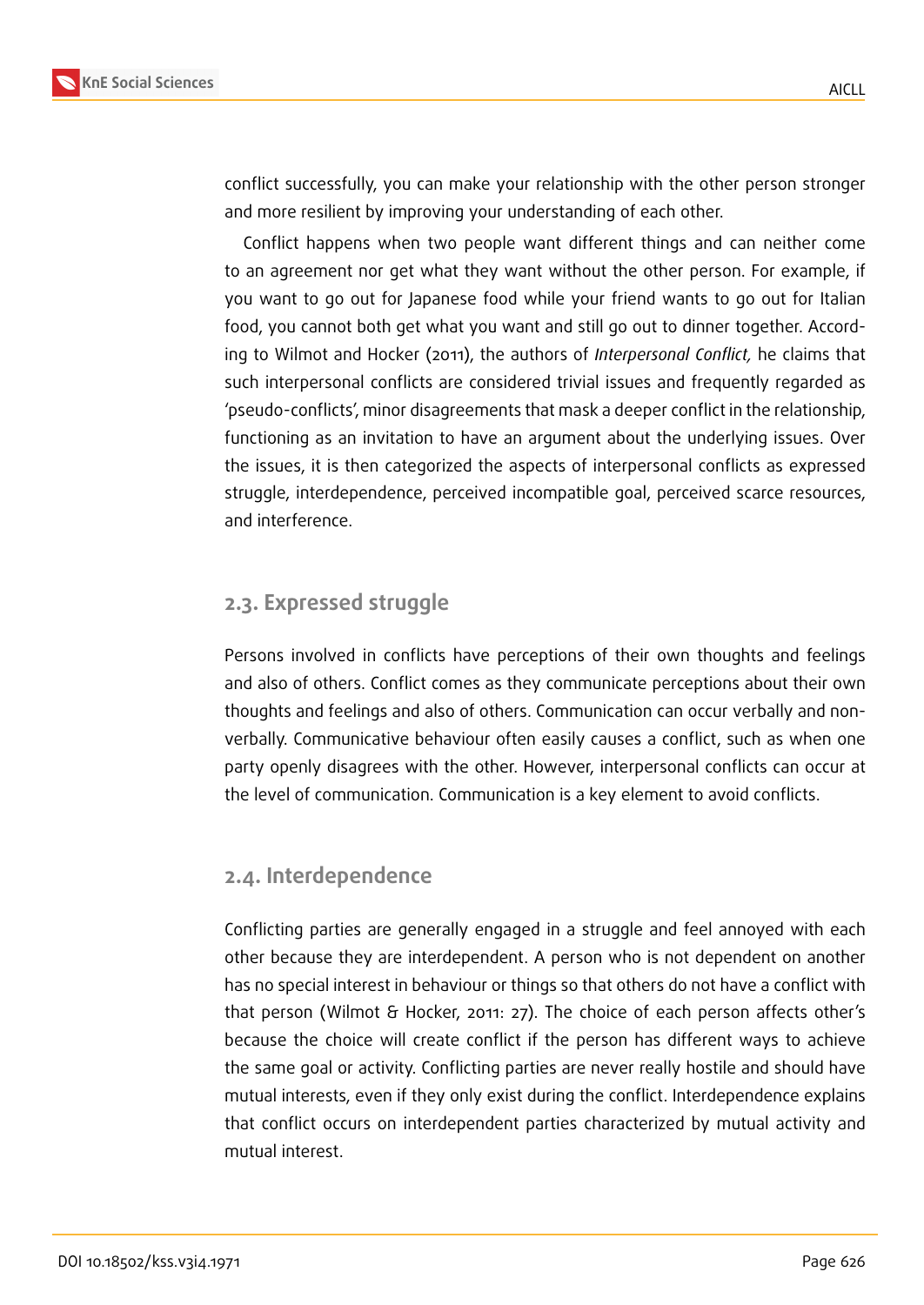conflict successfully, you can make your relationship with the other person stronger and more resilient by improving your understanding of each other.

Conflict happens when two people want different things and can neither come to an agreement nor get what they want without the other person. For example, if you want to go out for Japanese food while your friend wants to go out for Italian food, you cannot both get what you want and still go out to dinner together. According to Wilmot and Hocker (2011), the authors of *Interpersonal Conflict,* he claims that such interpersonal conflicts are considered trivial issues and frequently regarded as 'pseudo-conflicts', minor disagreements that mask a deeper conflict in the relationship, functioning as an invitation to have an argument about the underlying issues. Over the issues, it is then categorized the aspects of interpersonal conflicts as expressed struggle, interdependence, perceived incompatible goal, perceived scarce resources, and interference.

## 2.3. Expressed struggle

Persons involved in conflicts have perceptions of their own thoughts and feelings and also of others. Conflict comes as they communicate perceptions about their own thoughts and feelings and also of others. Communication can occur verbally and non-verbally. Communicative behaviour often easily causes a conflict, such as when one party openly disagrees with the other. However, interpersonal conflicts can occur at the level of communication. Communication is a key element to avoid conflicts.

## 2.4. Interdependence

Conflicting parties are generally engaged in a struggle and feel annoyed with each other because they are interdependent. A person who is not dependent on another has no special interest in behaviour or things so that others do not have a conflict with that person (Wilmot & Hocker, 2011: 27). The choice of each person affects other's because the choice will create conflict if the person has different ways to achieve the same goal or activity. Conflicting parties are never really hostile and should have mutual interests, even if they only exist during the conflict. Interdependence explains that conflict occurs on interdependent parties characterized by mutual activity and mutual interest.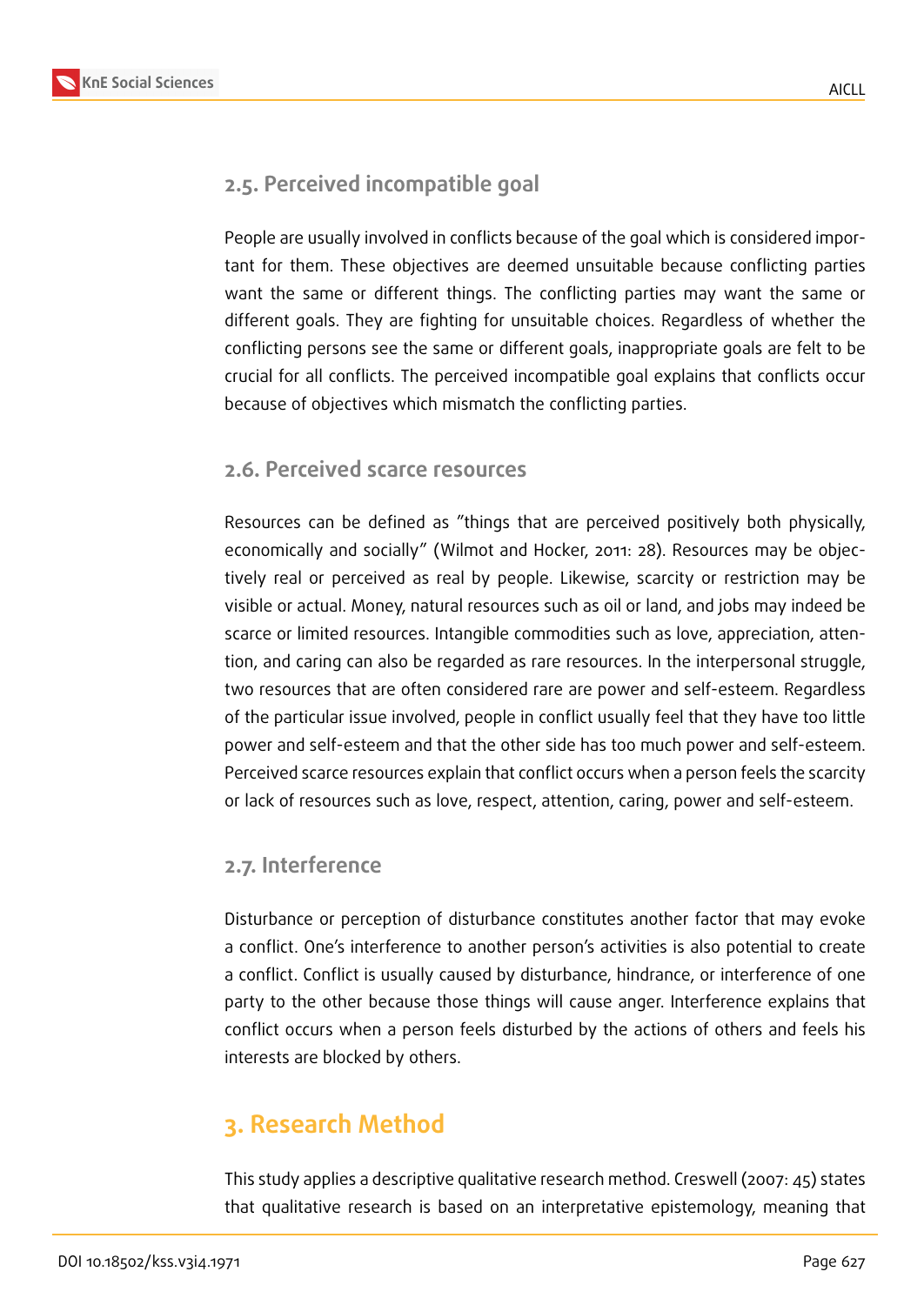## 2.5. Perceived incompatible goal

People are usually involved in conflicts because of the goal which is considered important for them. These objectives are deemed unsuitable because conflicting parties want the same or different things. The conflicting parties may want the same or different goals. They are fighting for unsuitable choices. Regardless of whether the conflicting persons see the same or different goals, inappropriate goals are felt to be crucial for all conflicts. The perceived incompatible goal explains that conflicts occur because of objectives which mismatch the conflicting parties.

## 2.6. Perceived scarce resources

Resources can be defined as "things that are perceived positively both physically, economically and socially" (Wilmot and Hocker, 2011: 28). Resources may be objectively real or perceived as real by people. Likewise, scarcity or restriction may be visible or actual. Money, natural resources such as oil or land, and jobs may indeed be scarce or limited resources. Intangible commodities such as love, appreciation, attention, and caring can also be regarded as rare resources. In the interpersonal struggle, two resources that are often considered rare are power and self-esteem. Regardless of the particular issue involved, people in conflict usually feel that they have too little power and self-esteem and that the other side has too much power and self-esteem. Perceived scarce resources explain that conflict occurs when a person feels the scarcity or lack of resources such as love, respect, attention, caring, power and self-esteem.

## 2.7. Interference

Disturbance or perception of disturbance constitutes another factor that may evoke a conflict. One's interference to another person's activities is also potential to create a conflict. Conflict is usually caused by disturbance, hindrance, or interference of one party to the other because those things will cause anger. Interference explains that conflict occurs when a person feels disturbed by the actions of others and feels his interests are blocked by others.

# 3. Research Method

This study applies a descriptive qualitative research method. Creswell (2007: 45) states that qualitative research is based on an interpretative epistemology, meaning that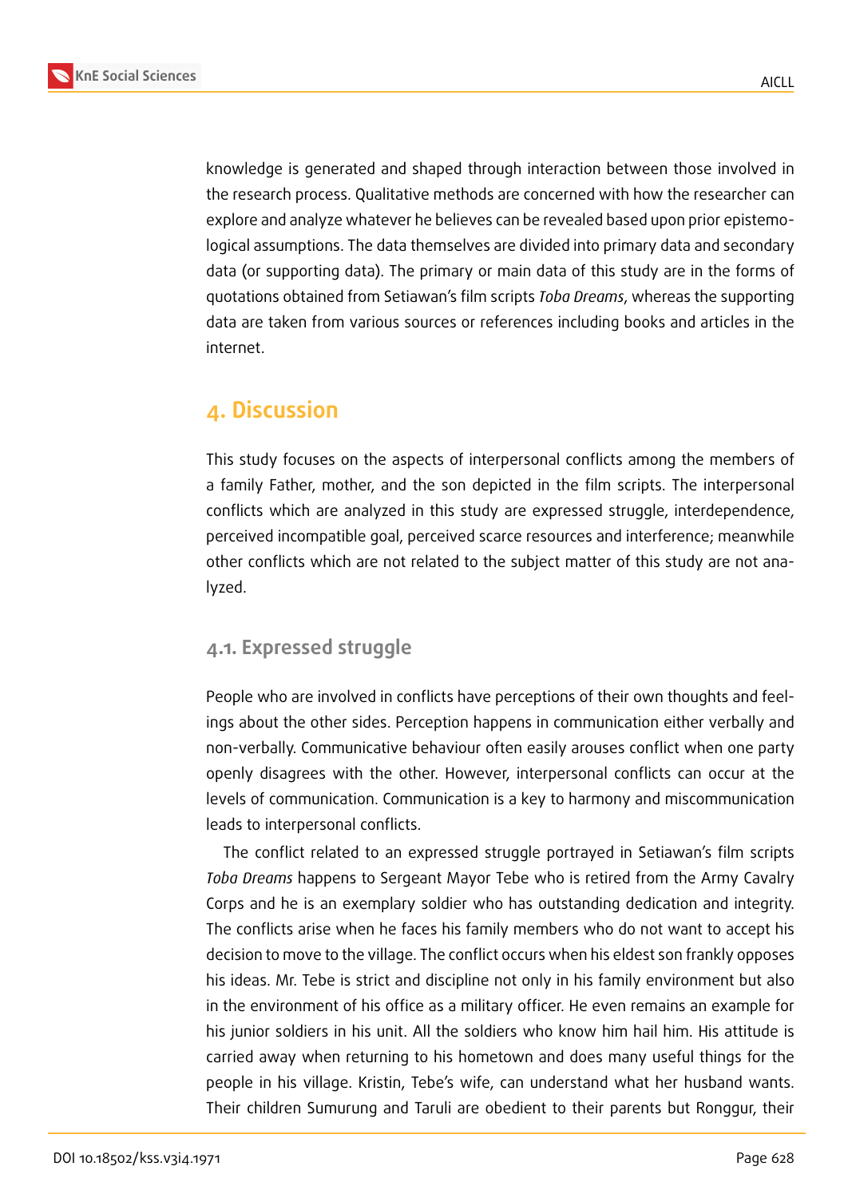knowledge is generated and shaped through interaction between those involved in the research process. Qualitative methods are concerned with how the researcher can explore and analyze whatever he believes can be revealed based upon prior epistemological assumptions. The data themselves are divided into primary data and secondary data (or supporting data). The primary or main data of this study are in the forms of quotations obtained from Setiawan's film scripts *Toba Dreams*, whereas the supporting data are taken from various sources or references including books and articles in the internet.

## 4. Discussion

This study focuses on the aspects of interpersonal conflicts among the members of a family Father, mother, and the son depicted in the film scripts. The interpersonal conflicts which are analyzed in this study are expressed struggle, interdependence, perceived incompatible goal, perceived scarce resources and interference; meanwhile other conflicts which are not related to the subject matter of this study are not analyzed.

### 4.1. Expressed struggle

People who are involved in conflicts have perceptions of their own thoughts and feelings about the other sides. Perception happens in communication either verbally and non-verbally. Communicative behaviour often easily arouses conflict when one party openly disagrees with the other. However, interpersonal conflicts can occur at the levels of communication. Communication is a key to harmony and miscommunication leads to interpersonal conflicts.

The conflict related to an expressed struggle portrayed in Setiawan's film scripts *Toba Dreams* happens to Sergeant Mayor Tebe who is retired from the Army Cavalry Corps and he is an exemplary soldier who has outstanding dedication and integrity. The conflicts arise when he faces his family members who do not want to accept his decision to move to the village. The conflict occurs when his eldest son frankly opposes his ideas. Mr. Tebe is strict and discipline not only in his family environment but also in the environment of his office as a military officer. He even remains an example for his junior soldiers in his unit. All the soldiers who know him hail him. His attitude is carried away when returning to his hometown and does many useful things for the people in his village. Kristin, Tebe's wife, can understand what her husband wants. Their children Sumurung and Taruli are obedient to their parents but Ronggur, their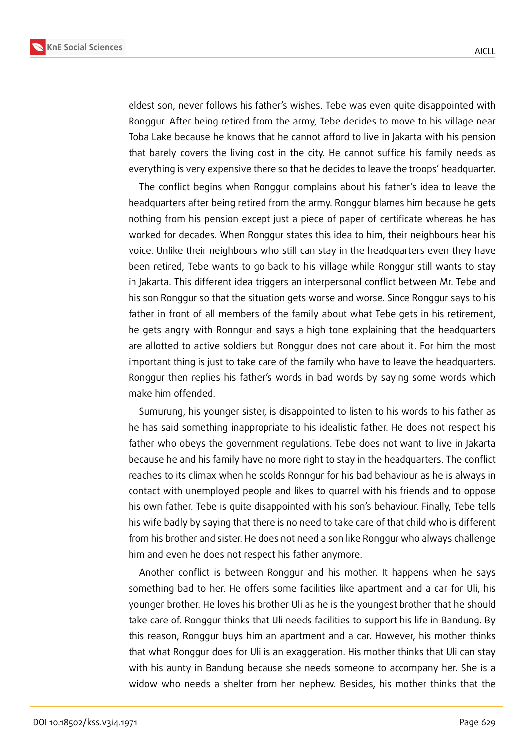eldest son, never follows his father's wishes. Tebe was even quite disappointed with Ronggur. After being retired from the army, Tebe decides to move to his village near Toba Lake because he knows that he cannot afford to live in Jakarta with his pension that barely covers the living cost in the city. He cannot suffice his family needs as everything is very expensive there so that he decides to leave the troops' headquarter.

The conflict begins when Ronggur complains about his father's idea to leave the headquarters after being retired from the army. Ronggur blames him because he gets nothing from his pension except just a piece of paper of certificate whereas he has worked for decades. When Ronggur states this idea to him, their neighbours hear his voice. Unlike their neighbours who still can stay in the headquarters even they have been retired, Tebe wants to go back to his village while Ronggur still wants to stay in Jakarta. This different idea triggers an interpersonal conflict between Mr. Tebe and his son Ronggur so that the situation gets worse and worse. Since Ronggur says to his father in front of all members of the family about what Tebe gets in his retirement, he gets angry with Ronngur and says a high tone explaining that the headquarters are allotted to active soldiers but Ronggur does not care about it. For him the most important thing is just to take care of the family who have to leave the headquarters. Ronggur then replies his father's words in bad words by saying some words which make him offended.

Sumurung, his younger sister, is disappointed to listen to his words to his father as he has said something inappropriate to his idealistic father. He does not respect his father who obeys the government regulations. Tebe does not want to live in Jakarta because he and his family have no more right to stay in the headquarters. The conflict reaches to its climax when he scolds Ronngur for his bad behaviour as he is always in contact with unemployed people and likes to quarrel with his friends and to oppose his own father. Tebe is quite disappointed with his son's behaviour. Finally, Tebe tells his wife badly by saying that there is no need to take care of that child who is different from his brother and sister. He does not need a son like Ronggur who always challenge him and even he does not respect his father anymore.

Another conflict is between Ronggur and his mother. It happens when he says something bad to her. He offers some facilities like apartment and a car for Uli, his younger brother. He loves his brother Uli as he is the youngest brother that he should take care of. Ronggur thinks that Uli needs facilities to support his life in Bandung. By this reason, Ronggur buys him an apartment and a car. However, his mother thinks that what Ronggur does for Uli is an exaggeration. His mother thinks that Uli can stay with his aunty in Bandung because she needs someone to accompany her. She is a widow who needs a shelter from her nephew. Besides, his mother thinks that the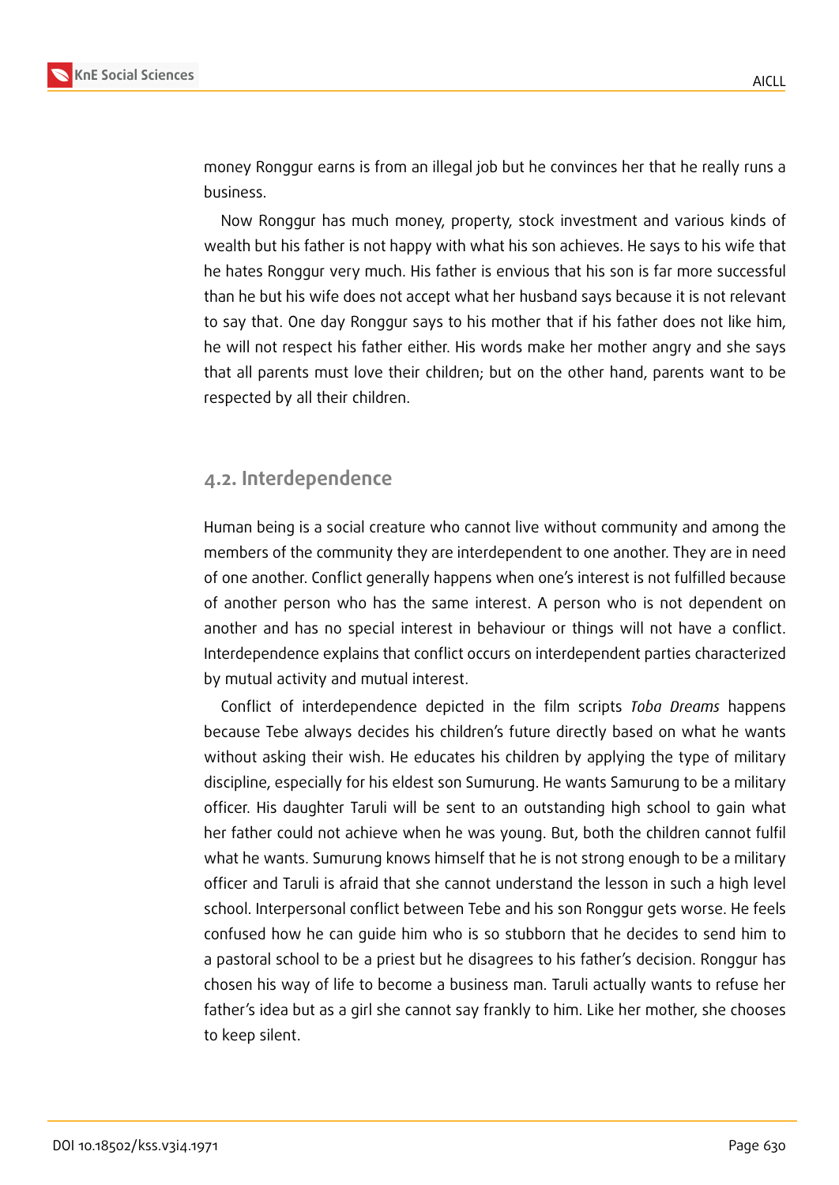money Ronggur earns is from an illegal job but he convinces her that he really runs a business.

Now Ronggur has much money, property, stock investment and various kinds of wealth but his father is not happy with what his son achieves. He says to his wife that he hates Ronggur very much. His father is envious that his son is far more successful than he but his wife does not accept what her husband says because it is not relevant to say that. One day Ronggur says to his mother that if his father does not like him, he will not respect his father either. His words make her mother angry and she says that all parents must love their children; but on the other hand, parents want to be respected by all their children.

### 4.2. Interdependence

Human being is a social creature who cannot live without community and among the members of the community they are interdependent to one another. They are in need of one another. Conflict generally happens when one's interest is not fulfilled because of another person who has the same interest. A person who is not dependent on another and has no special interest in behaviour or things will not have a conflict. Interdependence explains that conflict occurs on interdependent parties characterized by mutual activity and mutual interest.

Conflict of interdependence depicted in the film scripts *Toba Dreams* happens because Tebe always decides his children's future directly based on what he wants without asking their wish. He educates his children by applying the type of military discipline, especially for his eldest son Sumurung. He wants Samurung to be a military officer. His daughter Taruli will be sent to an outstanding high school to gain what her father could not achieve when he was young. But, both the children cannot fulfil what he wants. Sumurung knows himself that he is not strong enough to be a military officer and Taruli is afraid that she cannot understand the lesson in such a high level school. Interpersonal conflict between Tebe and his son Ronggur gets worse. He feels confused how he can guide him who is so stubborn that he decides to send him to a pastoral school to be a priest but he disagrees to his father's decision. Ronggur has chosen his way of life to become a business man. Taruli actually wants to refuse her father's idea but as a girl she cannot say frankly to him. Like her mother, she chooses to keep silent.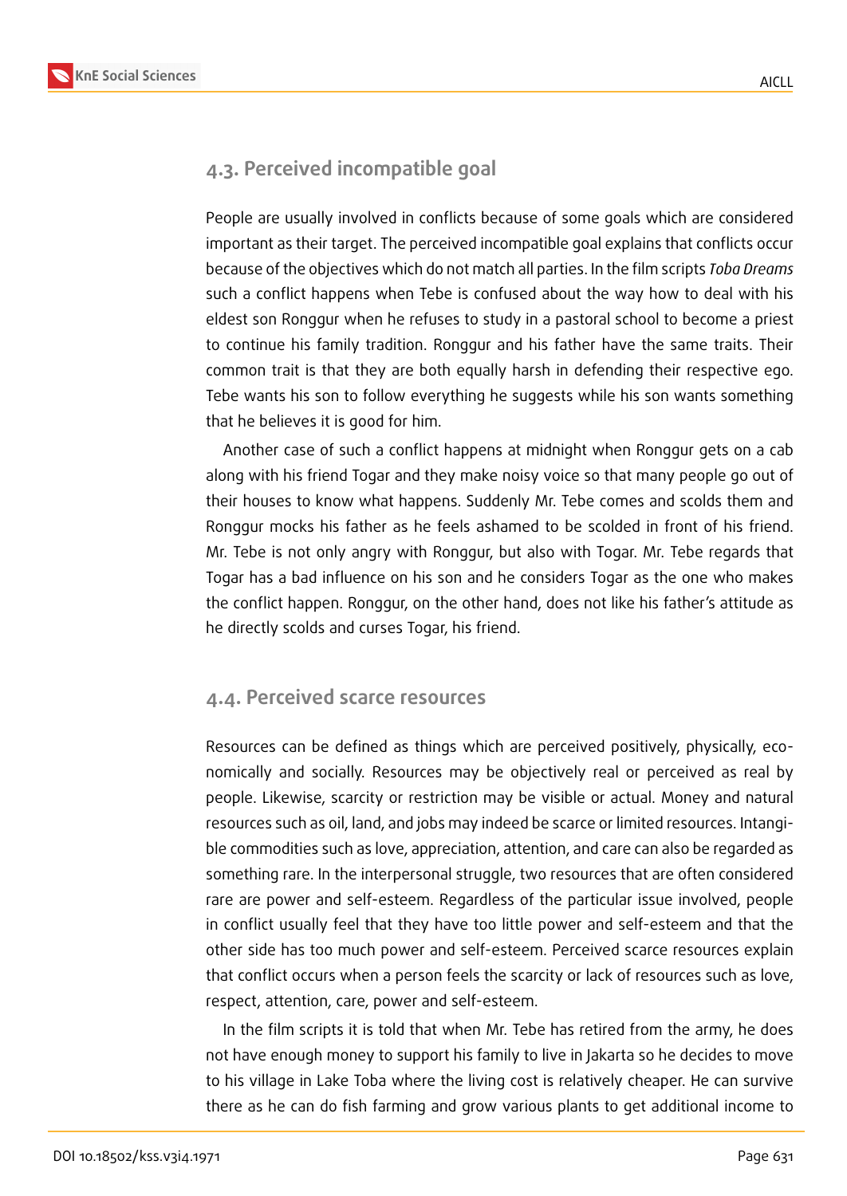## 4.3. Perceived incompatible goal

People are usually involved in conflicts because of some goals which are considered important as their target. The perceived incompatible goal explains that conflicts occur because of the objectives which do not match all parties. In the film scripts *Toba Dreams* such a conflict happens when Tebe is confused about the way how to deal with his eldest son Ronggur when he refuses to study in a pastoral school to become a priest to continue his family tradition. Ronggur and his father have the same traits. Their common trait is that they are both equally harsh in defending their respective ego. Tebe wants his son to follow everything he suggests while his son wants something that he believes it is good for him.

Another case of such a conflict happens at midnight when Ronggur gets on a cab along with his friend Togar and they make noisy voice so that many people go out of their houses to know what happens. Suddenly Mr. Tebe comes and scolds them and Ronggur mocks his father as he feels ashamed to be scolded in front of his friend. Mr. Tebe is not only angry with Ronggur, but also with Togar. Mr. Tebe regards that Togar has a bad influence on his son and he considers Togar as the one who makes the conflict happen. Ronggur, on the other hand, does not like his father's attitude as he directly scolds and curses Togar, his friend.

## 4.4. Perceived scarce resources

Resources can be defined as things which are perceived positively, physically, economically and socially. Resources may be objectively real or perceived as real by people. Likewise, scarcity or restriction may be visible or actual. Money and natural resources such as oil, land, and jobs may indeed be scarce or limited resources. Intangible commodities such as love, appreciation, attention, and care can also be regarded as something rare. In the interpersonal struggle, two resources that are often considered rare are power and self-esteem. Regardless of the particular issue involved, people in conflict usually feel that they have too little power and self-esteem and that the other side has too much power and self-esteem. Perceived scarce resources explain that conflict occurs when a person feels the scarcity or lack of resources such as love, respect, attention, care, power and self-esteem.

In the film scripts it is told that when Mr. Tebe has retired from the army, he does not have enough money to support his family to live in Jakarta so he decides to move to his village in Lake Toba where the living cost is relatively cheaper. He can survive there as he can do fish farming and grow various plants to get additional income to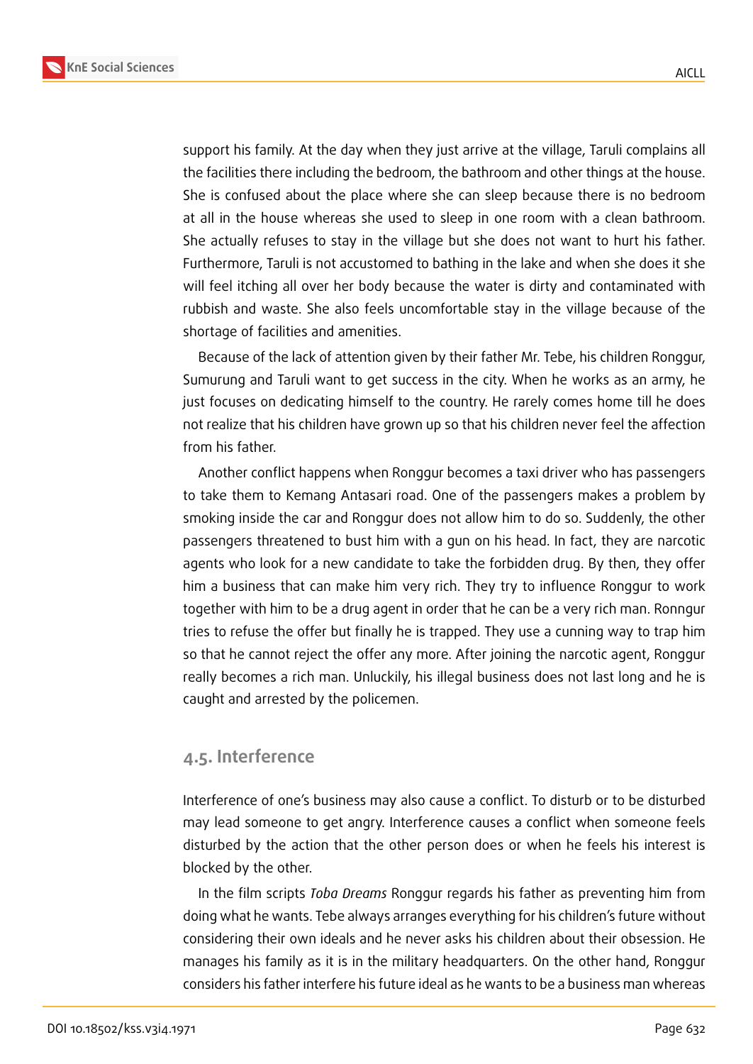support his family. At the day when they just arrive at the village, Taruli complains all the facilities there including the bedroom, the bathroom and other things at the house. She is confused about the place where she can sleep because there is no bedroom at all in the house whereas she used to sleep in one room with a clean bathroom. She actually refuses to stay in the village but she does not want to hurt his father. Furthermore, Taruli is not accustomed to bathing in the lake and when she does it she will feel itching all over her body because the water is dirty and contaminated with rubbish and waste. She also feels uncomfortable stay in the village because of the shortage of facilities and amenities.

Because of the lack of attention given by their father Mr. Tebe, his children Ronggur, Sumurung and Taruli want to get success in the city. When he works as an army, he just focuses on dedicating himself to the country. He rarely comes home till he does not realize that his children have grown up so that his children never feel the affection from his father.

Another conflict happens when Ronggur becomes a taxi driver who has passengers to take them to Kemang Antasari road. One of the passengers makes a problem by smoking inside the car and Ronggur does not allow him to do so. Suddenly, the other passengers threatened to bust him with a gun on his head. In fact, they are narcotic agents who look for a new candidate to take the forbidden drug. By then, they offer him a business that can make him very rich. They try to influence Ronggur to work together with him to be a drug agent in order that he can be a very rich man. Ronngur tries to refuse the offer but finally he is trapped. They use a cunning way to trap him so that he cannot reject the offer any more. After joining the narcotic agent, Ronggur really becomes a rich man. Unluckily, his illegal business does not last long and he is caught and arrested by the policemen.

## 4.5. Interference

Interference of one's business may also cause a conflict. To disturb or to be disturbed may lead someone to get angry. Interference causes a conflict when someone feels disturbed by the action that the other person does or when he feels his interest is blocked by the other.

In the film scripts *Toba Dreams* Ronggur regards his father as preventing him from doing what he wants. Tebe always arranges everything for his children's future without considering their own ideals and he never asks his children about their obsession. He manages his family as it is in the military headquarters. On the other hand, Ronggur considers his father interfere his future ideal as he wants to be a business man whereas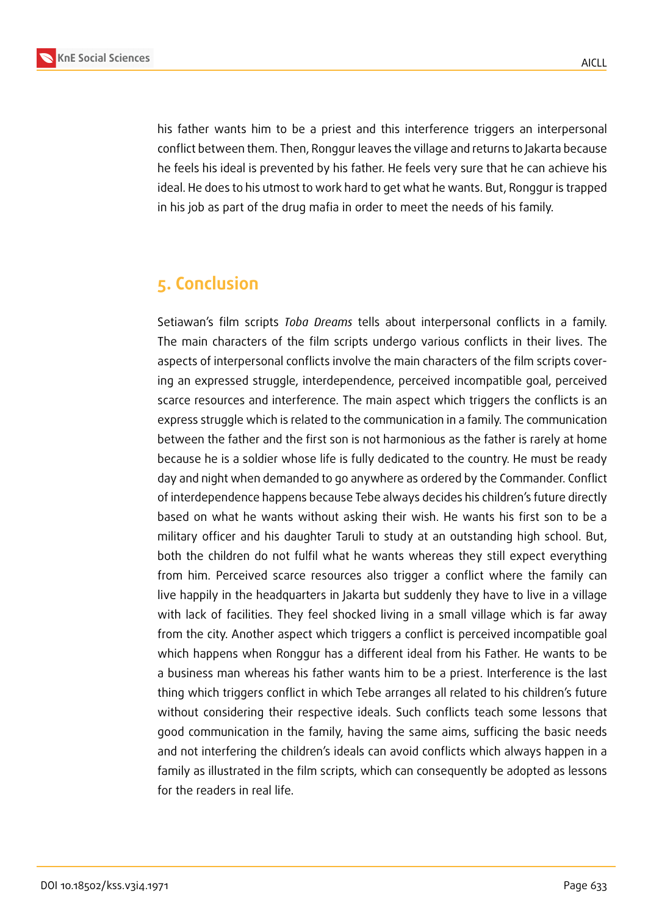his father wants him to be a priest and this interference triggers an interpersonal conflict between them. Then, Ronggur leaves the village and returns to Jakarta because he feels his ideal is prevented by his father. He feels very sure that he can achieve his ideal. He does to his utmost to work hard to get what he wants. But, Ronggur is trapped in his job as part of the drug mafia in order to meet the needs of his family.

## 5. Conclusion

Setiawan's film scripts *Toba Dreams* tells about interpersonal conflicts in a family. The main characters of the film scripts undergo various conflicts in their lives. The aspects of interpersonal conflicts involve the main characters of the film scripts covering an expressed struggle, interdependence, perceived incompatible goal, perceived scarce resources and interference. The main aspect which triggers the conflicts is an express struggle which is related to the communication in a family. The communication between the father and the first son is not harmonious as the father is rarely at home because he is a soldier whose life is fully dedicated to the country. He must be ready day and night when demanded to go anywhere as ordered by the Commander. Conflict of interdependence happens because Tebe always decides his children's future directly based on what he wants without asking their wish. He wants his first son to be a military officer and his daughter Taruli to study at an outstanding high school. But, both the children do not fulfil what he wants whereas they still expect everything from him. Perceived scarce resources also trigger a conflict where the family can live happily in the headquarters in Jakarta but suddenly they have to live in a village with lack of facilities. They feel shocked living in a small village which is far away from the city. Another aspect which triggers a conflict is perceived incompatible goal which happens when Ronggur has a different ideal from his Father. He wants to be a business man whereas his father wants him to be a priest. Interference is the last thing which triggers conflict in which Tebe arranges all related to his children's future without considering their respective ideals. Such conflicts teach some lessons that good communication in the family, having the same aims, sufficing the basic needs and not interfering the children's ideals can avoid conflicts which always happen in a family as illustrated in the film scripts, which can consequently be adopted as lessons for the readers in real life.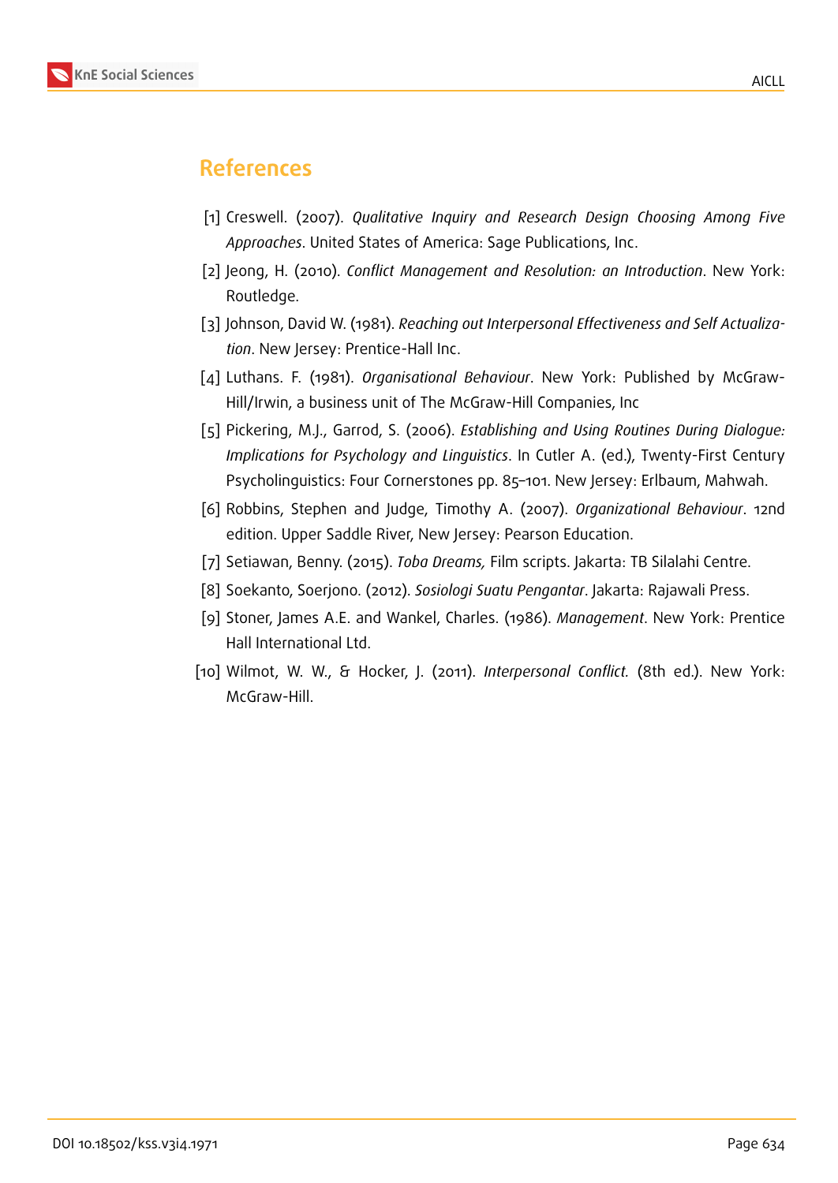## References

[1] Creswell. (2007). *Qualitative Inquiry and Research Design Choosing Among Five Approaches*. United States of America: Sage Publications, Inc.

[2] Jeong, H. (2010). *Conflict Management and Resolution: an Introduction*. New York: Routledge.

[3] Johnson, David W. (1981). *Reaching out Interpersonal Effectiveness and Self Actualization*. New Jersey: Prentice-Hall Inc.

[4] Luthans. F. (1981). *Organisational Behaviour*. New York: Published by McGraw-Hill/Irwin, a business unit of The McGraw-Hill Companies, Inc

[5] Pickering, M.J., Garrod, S. (2006). *Establishing and Using Routines During Dialogue: Implications for Psychology and Linguistics*. In Cutler A. (ed.), Twenty-First Century Psycholinguistics: Four Cornerstones pp. 85–101. New Jersey: Erlbaum, Mahwah.

[6] Robbins, Stephen and Judge, Timothy A. (2007). *Organizational Behaviour*. 12nd edition. Upper Saddle River, New Jersey: Pearson Education.

[7] Setiawan, Benny. (2015). *Toba Dreams,* Film scripts. Jakarta: TB Silalahi Centre.

[8] Soekanto, Soerjono. (2012). *Sosiologi Suatu Pengantar*. Jakarta: Rajawali Press.

[9] Stoner, James A.E. and Wankel, Charles. (1986). *Management*. New York: Prentice Hall International Ltd.

[10] Wilmot, W. W., & Hocker, J. (2011). *Interpersonal Conflict.* (8th ed.). New York: McGraw-Hill.